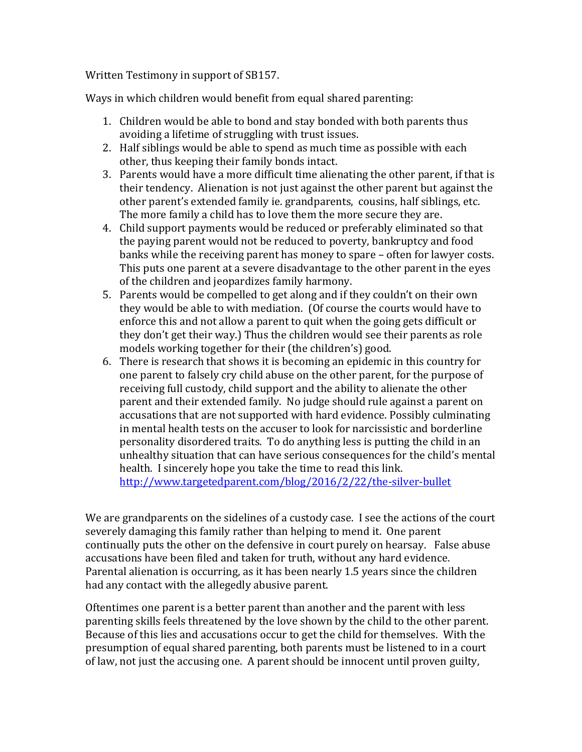Written Testimony in support of SB157.

Ways in which children would benefit from equal shared parenting:

1. Children would be able to bond and stay bonded with both parents thus avoiding a lifetime of struggling with trust issues.
2. Half siblings would be able to spend as much time as possible with each other, thus keeping their family bonds intact.
3. Parents would have a more difficult time alienating the other parent, if that is their tendency. Alienation is not just against the other parent but against the other parent's extended family ie. grandparents, cousins, half siblings, etc. The more family a child has to love them the more secure they are.
4. Child support payments would be reduced or preferably eliminated so that the paying parent would not be reduced to poverty, bankruptcy and food banks while the receiving parent has money to spare – often for lawyer costs. This puts one parent at a severe disadvantage to the other parent in the eyes of the children and jeopardizes family harmony.
5. Parents would be compelled to get along and if they couldn't on their own they would be able to with mediation. (Of course the courts would have to enforce this and not allow a parent to quit when the going gets difficult or they don't get their way.) Thus the children would see their parents as role models working together for their (the children's) good.
6. There is research that shows it is becoming an epidemic in this country for one parent to falsely cry child abuse on the other parent, for the purpose of receiving full custody, child support and the ability to alienate the other parent and their extended family. No judge should rule against a parent on accusations that are not supported with hard evidence. Possibly culminating in mental health tests on the accuser to look for narcissistic and borderline personality disordered traits. To do anything less is putting the child in an unhealthy situation that can have serious consequences for the child's mental health. I sincerely hope you take the time to read this link. [http://www.targetedparent.com/blog/2016/2/22/the-silver-bullet](http://www.targetedparent.com/blog/2016/2/22/the-silver-bullet)

We are grandparents on the sidelines of a custody case. I see the actions of the court severely damaging this family rather than helping to mend it. One parent continually puts the other on the defensive in court purely on hearsay. False abuse accusations have been filed and taken for truth, without any hard evidence. Parental alienation is occurring, as it has been nearly 1.5 years since the children had any contact with the allegedly abusive parent.

Oftentimes one parent is a better parent than another and the parent with less parenting skills feels threatened by the love shown by the child to the other parent. Because of this lies and accusations occur to get the child for themselves. With the presumption of equal shared parenting, both parents must be listened to in a court of law, not just the accusing one. A parent should be innocent until proven guilty,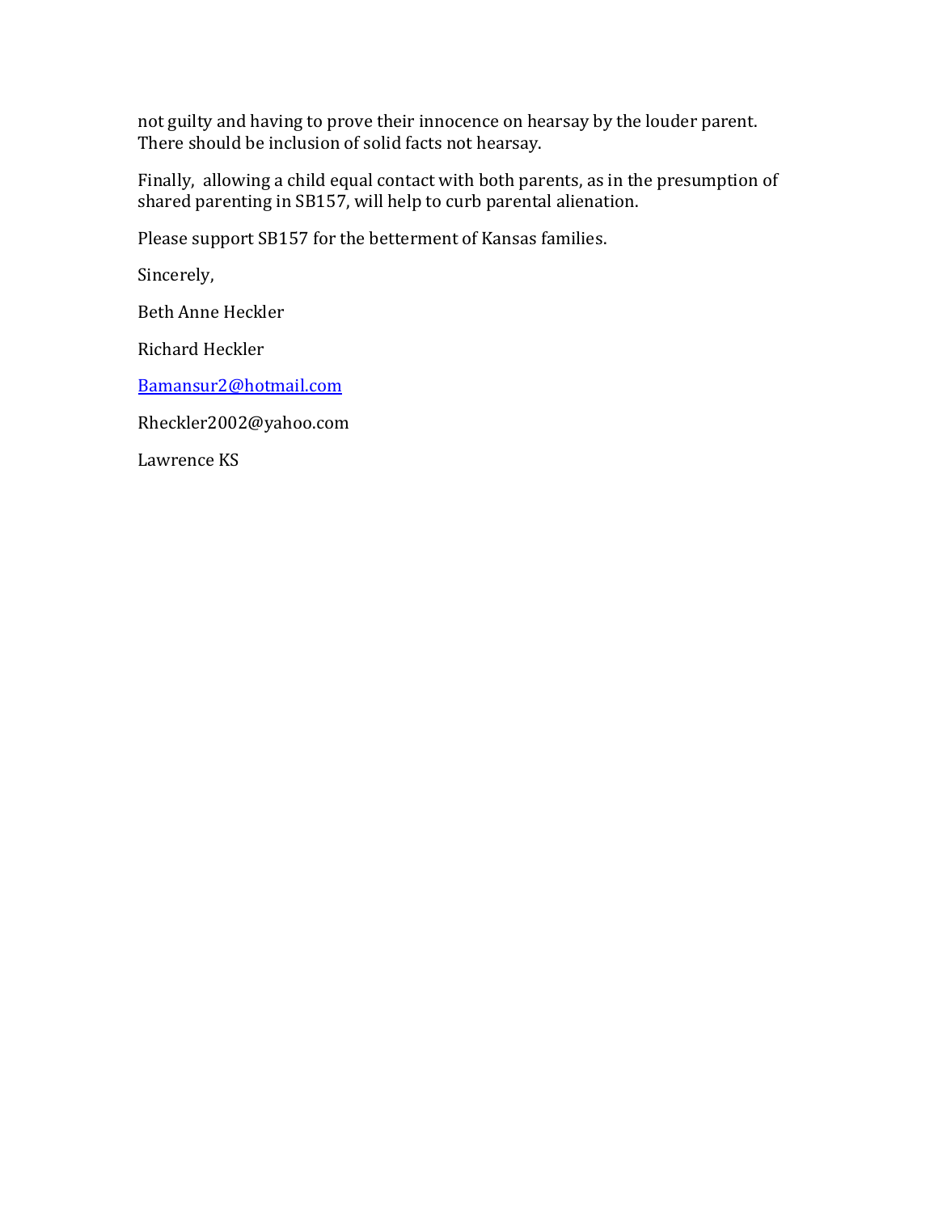not guilty and having to prove their innocence on hearsay by the louder parent. There should be inclusion of solid facts not hearsay.

Finally, allowing a child equal contact with both parents, as in the presumption of shared parenting in SB157, will help to curb parental alienation.

Please support SB157 for the betterment of Kansas families.

Sincerely,

Beth Anne Heckler

Richard Heckler

Bamansur2@hotmail.com

Rheckler2002@yahoo.com

Lawrence KS